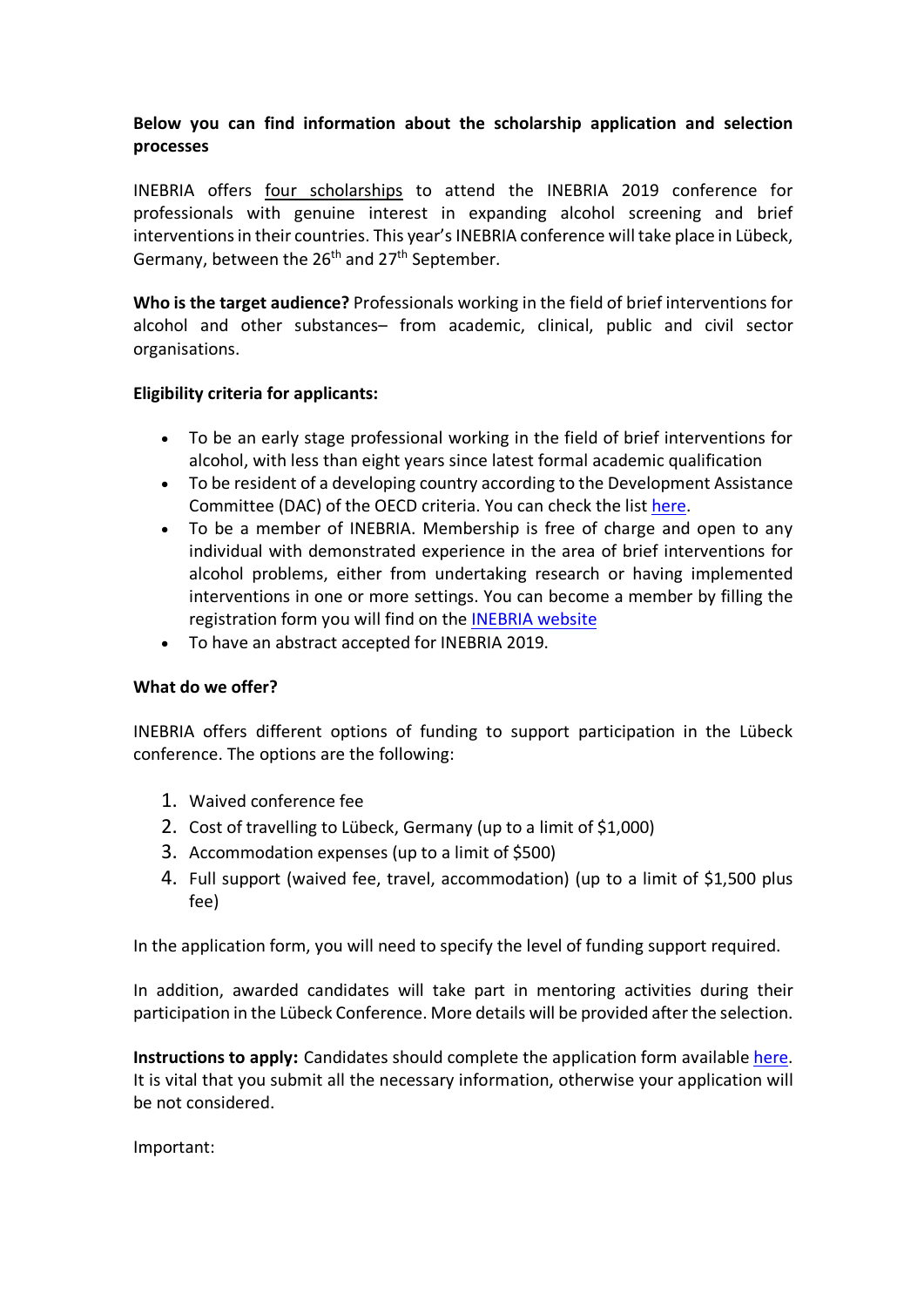**Below you can find information about the scholarship application and selection processes**

INEBRIA offers four scholarships to attend the INEBRIA 2019 conference for professionals with genuine interest in expanding alcohol screening and brief interventions in their countries. This year's INEBRIA conference will take place in Lübeck, Germany, between the 26th and 27th September.

**Who is the target audience?** Professionals working in the field of brief interventions for alcohol and other substances– from academic, clinical, public and civil sector organisations.

**Eligibility criteria for applicants:**

- To be an early stage professional working in the field of brief interventions for alcohol, with less than eight years since latest formal academic qualification
- To be resident of a developing country according to the Development Assistance Committee (DAC) of the OECD criteria. You can check the list here.
- To be a member of INEBRIA. Membership is free of charge and open to any individual with demonstrated experience in the area of brief interventions for alcohol problems, either from undertaking research or having implemented interventions in one or more settings. You can become a member by filling the registration form you will find on the INEBRIA website
- To have an abstract accepted for INEBRIA 2019.

**What do we offer?**

INEBRIA offers different options of funding to support participation in the Lübeck conference. The options are the following:

1. Waived conference fee
2. Cost of travelling to Lübeck, Germany (up to a limit of $1,000)
3. Accommodation expenses (up to a limit of $500)
4. Full support (waived fee, travel, accommodation) (up to a limit of $1,500 plus fee)

In the application form, you will need to specify the level of funding support required.

In addition, awarded candidates will take part in mentoring activities during their participation in the Lübeck Conference. More details will be provided after the selection.

**Instructions to apply:** Candidates should complete the application form available here. It is vital that you submit all the necessary information, otherwise your application will be not considered.

Important: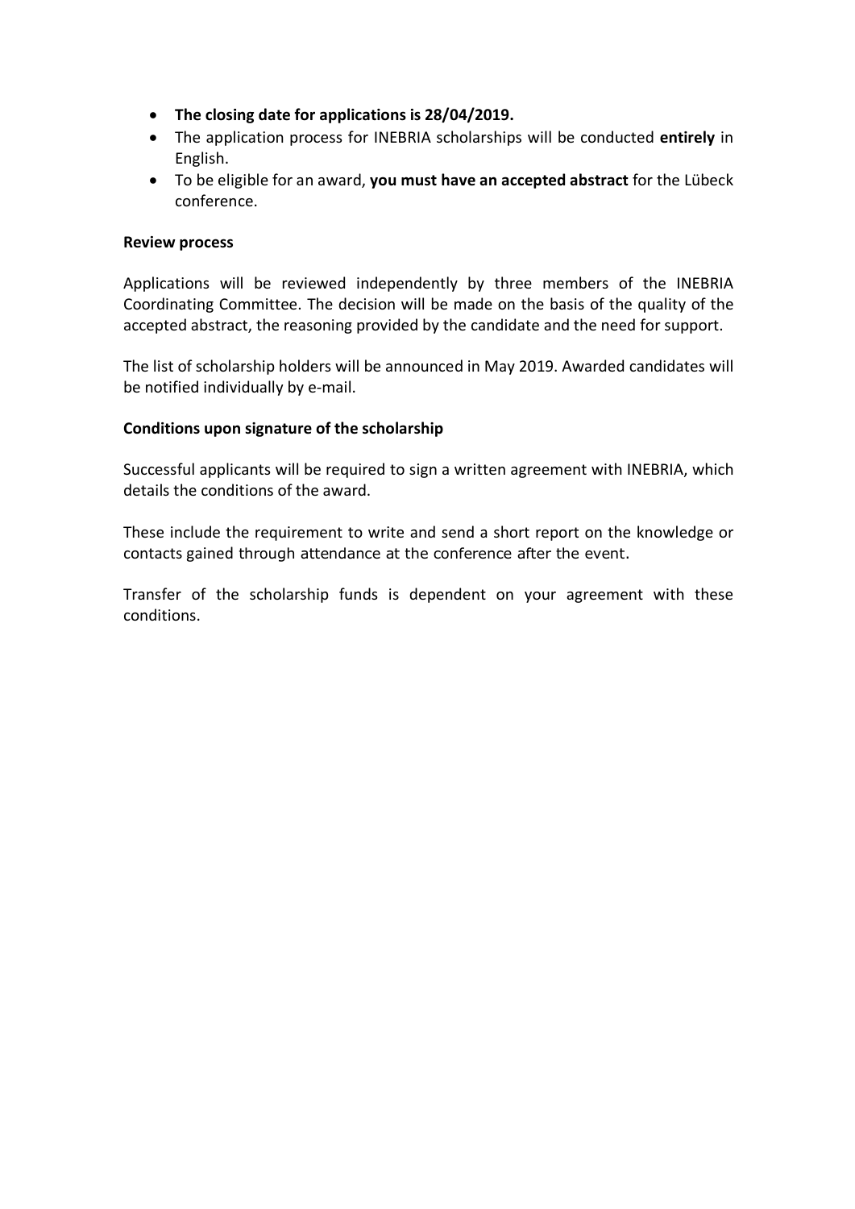- **The closing date for applications is 28/04/2019.**
- The application process for INEBRIA scholarships will be conducted **entirely** in English.
- To be eligible for an award, **you must have an accepted abstract** for the Lübeck conference.

**Review process**

Applications will be reviewed independently by three members of the INEBRIA Coordinating Committee. The decision will be made on the basis of the quality of the accepted abstract, the reasoning provided by the candidate and the need for support.

The list of scholarship holders will be announced in May 2019. Awarded candidates will be notified individually by e-mail.

**Conditions upon signature of the scholarship**

Successful applicants will be required to sign a written agreement with INEBRIA, which details the conditions of the award.

These include the requirement to write and send a short report on the knowledge or contacts gained through attendance at the conference after the event.

Transfer of the scholarship funds is dependent on your agreement with these conditions.